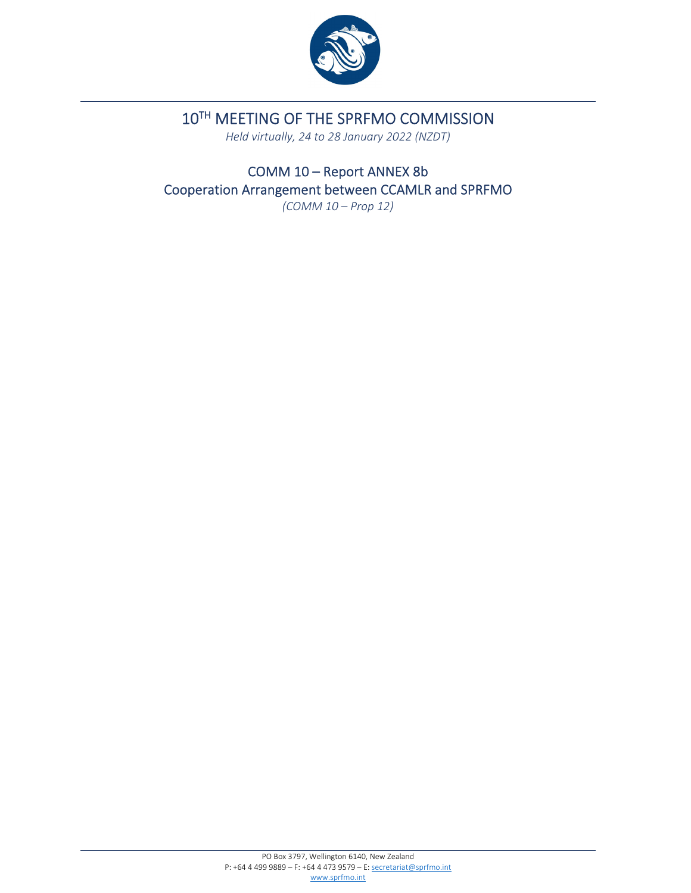# 10TH MEETING OF THE SPRFMO COMMISSION

*Held virtually, 24 to 28 January 2022 (NZDT)*

## COMM 10 – Report ANNEX 8b
## Cooperation Arrangement between CCAMLR and SPRFMO

*(COMM 10 – Prop 12)*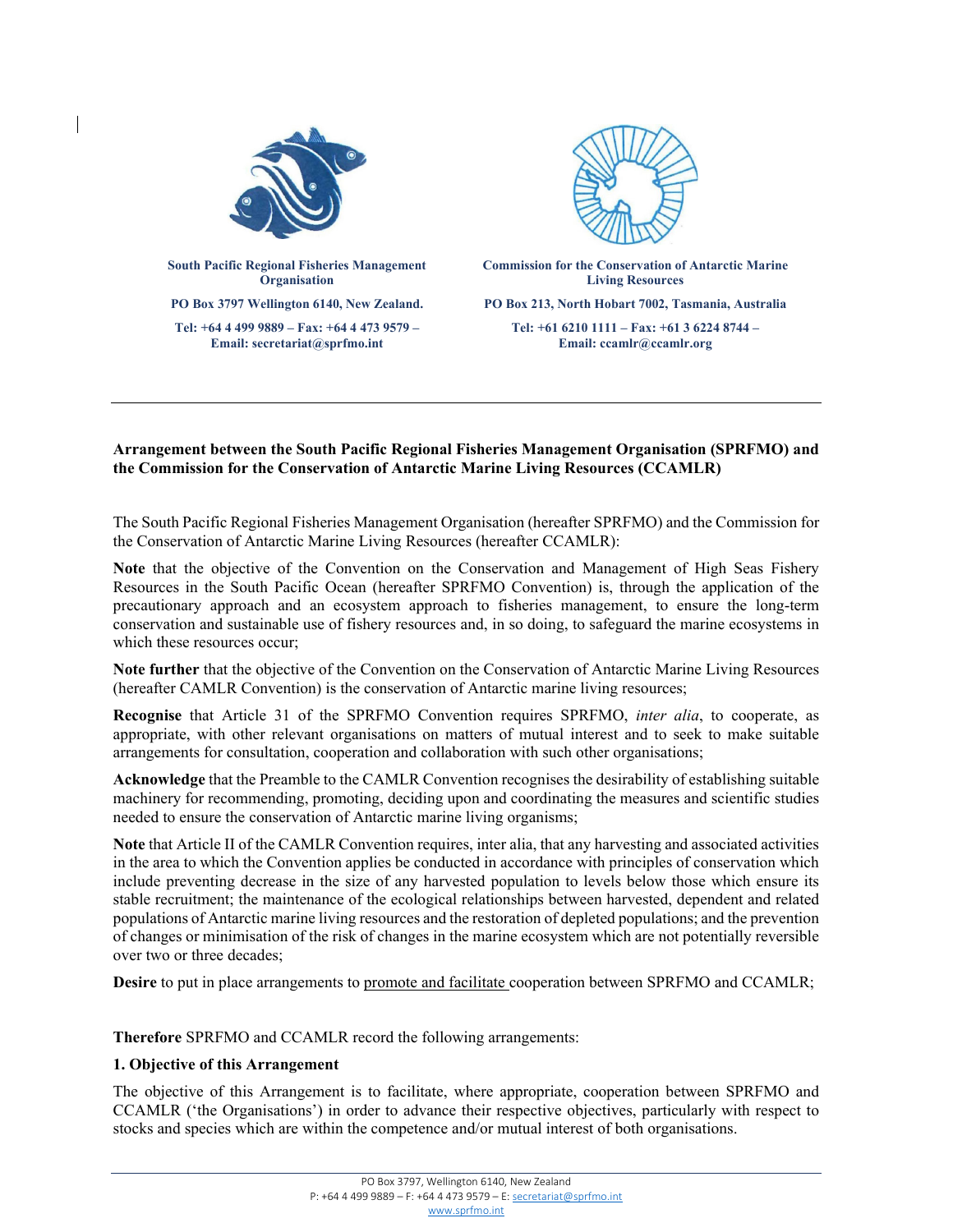South Pacific Regional Fisheries Management Organisation

PO Box 3797 Wellington 6140, New Zealand.

Tel: +64 4 499 9889 – Fax: +64 4 473 9579 – Email: secretariat@sprfmo.int

Commission for the Conservation of Antarctic Marine Living Resources

PO Box 213, North Hobart 7002, Tasmania, Australia

Tel: +61 6210 1111 – Fax: +61 3 6224 8744 – Email: ccamlr@ccamlr.org

---

**Arrangement between the South Pacific Regional Fisheries Management Organisation (SPRFMO) and the Commission for the Conservation of Antarctic Marine Living Resources (CCAMLR)**

The South Pacific Regional Fisheries Management Organisation (hereafter SPRFMO) and the Commission for the Conservation of Antarctic Marine Living Resources (hereafter CCAMLR):

**Note** that the objective of the Convention on the Conservation and Management of High Seas Fishery Resources in the South Pacific Ocean (hereafter SPRFMO Convention) is, through the application of the precautionary approach and an ecosystem approach to fisheries management, to ensure the long-term conservation and sustainable use of fishery resources and, in so doing, to safeguard the marine ecosystems in which these resources occur;

**Note further** that the objective of the Convention on the Conservation of Antarctic Marine Living Resources (hereafter CAMLR Convention) is the conservation of Antarctic marine living resources;

**Recognise** that Article 31 of the SPRFMO Convention requires SPRFMO, *inter alia*, to cooperate, as appropriate, with other relevant organisations on matters of mutual interest and to seek to make suitable arrangements for consultation, cooperation and collaboration with such other organisations;

**Acknowledge** that the Preamble to the CAMLR Convention recognises the desirability of establishing suitable machinery for recommending, promoting, deciding upon and coordinating the measures and scientific studies needed to ensure the conservation of Antarctic marine living organisms;

**Note** that Article II of the CAMLR Convention requires, inter alia, that any harvesting and associated activities in the area to which the Convention applies be conducted in accordance with principles of conservation which include preventing decrease in the size of any harvested population to levels below those which ensure its stable recruitment; the maintenance of the ecological relationships between harvested, dependent and related populations of Antarctic marine living resources and the restoration of depleted populations; and the prevention of changes or minimisation of the risk of changes in the marine ecosystem which are not potentially reversible over two or three decades;

**Desire** to put in place arrangements to promote and facilitate cooperation between SPRFMO and CCAMLR;

**Therefore** SPRFMO and CCAMLR record the following arrangements:

**1. Objective of this Arrangement**

The objective of this Arrangement is to facilitate, where appropriate, cooperation between SPRFMO and CCAMLR ('the Organisations') in order to advance their respective objectives, particularly with respect to stocks and species which are within the competence and/or mutual interest of both organisations.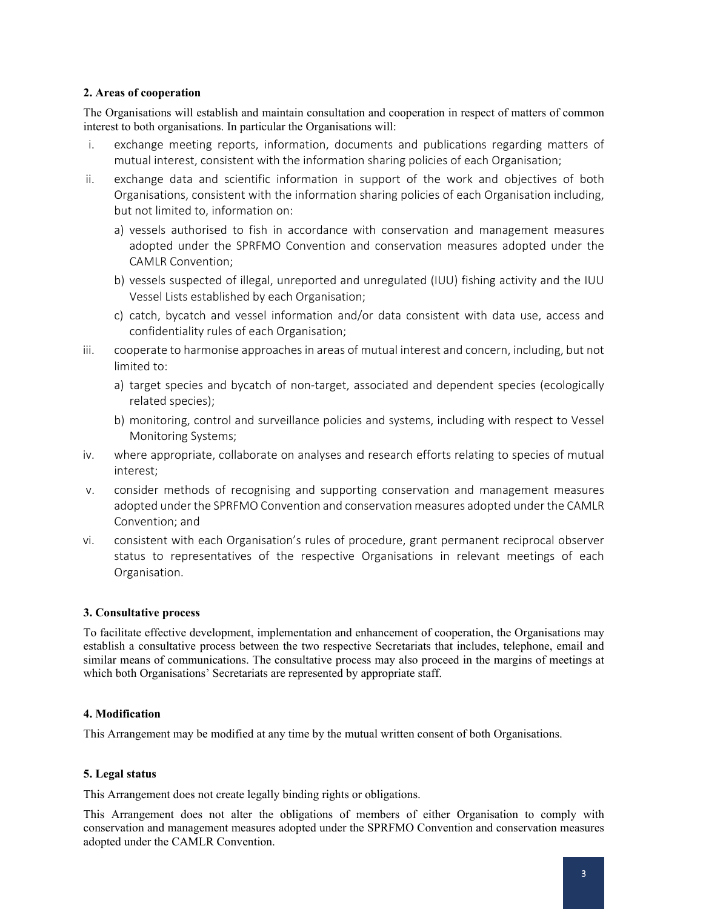**2. Areas of cooperation**

The Organisations will establish and maintain consultation and cooperation in respect of matters of common interest to both organisations. In particular the Organisations will:

i. exchange meeting reports, information, documents and publications regarding matters of mutual interest, consistent with the information sharing policies of each Organisation;

ii. exchange data and scientific information in support of the work and objectives of both Organisations, consistent with the information sharing policies of each Organisation including, but not limited to, information on:

   a) vessels authorised to fish in accordance with conservation and management measures adopted under the SPRFMO Convention and conservation measures adopted under the CAMLR Convention;

   b) vessels suspected of illegal, unreported and unregulated (IUU) fishing activity and the IUU Vessel Lists established by each Organisation;

   c) catch, bycatch and vessel information and/or data consistent with data use, access and confidentiality rules of each Organisation;

iii. cooperate to harmonise approaches in areas of mutual interest and concern, including, but not limited to:

   a) target species and bycatch of non-target, associated and dependent species (ecologically related species);

   b) monitoring, control and surveillance policies and systems, including with respect to Vessel Monitoring Systems;

iv. where appropriate, collaborate on analyses and research efforts relating to species of mutual interest;

v. consider methods of recognising and supporting conservation and management measures adopted under the SPRFMO Convention and conservation measures adopted under the CAMLR Convention; and

vi. consistent with each Organisation's rules of procedure, grant permanent reciprocal observer status to representatives of the respective Organisations in relevant meetings of each Organisation.

**3. Consultative process**

To facilitate effective development, implementation and enhancement of cooperation, the Organisations may establish a consultative process between the two respective Secretariats that includes, telephone, email and similar means of communications. The consultative process may also proceed in the margins of meetings at which both Organisations' Secretariats are represented by appropriate staff.

**4. Modification**

This Arrangement may be modified at any time by the mutual written consent of both Organisations.

**5. Legal status**

This Arrangement does not create legally binding rights or obligations.

This Arrangement does not alter the obligations of members of either Organisation to comply with conservation and management measures adopted under the SPRFMO Convention and conservation measures adopted under the CAMLR Convention.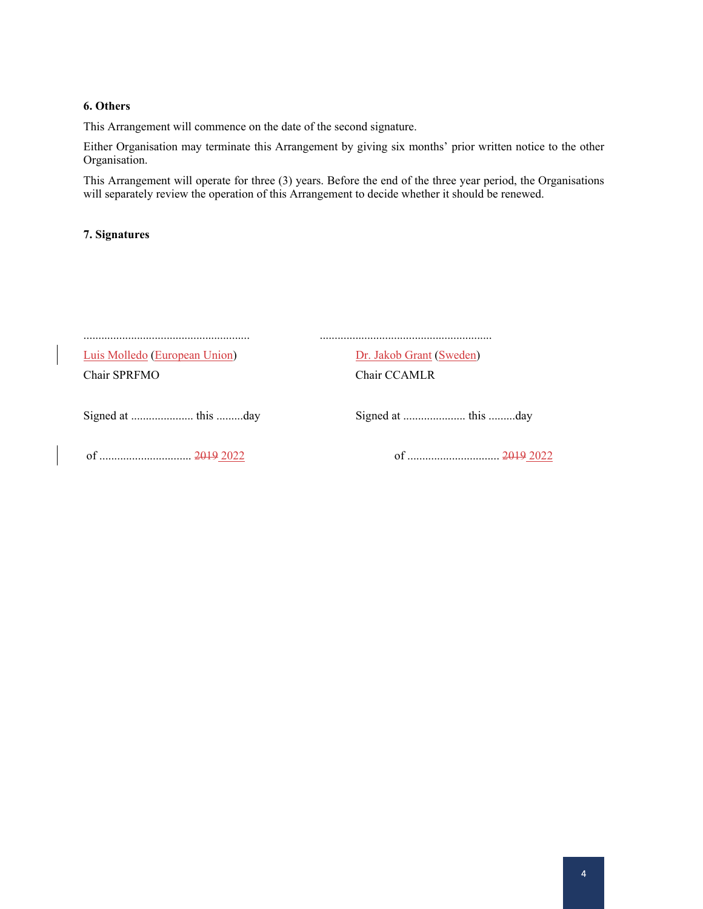**6. Others**

This Arrangement will commence on the date of the second signature.

Either Organisation may terminate this Arrangement by giving six months' prior written notice to the other Organisation.

This Arrangement will operate for three (3) years. Before the end of the three year period, the Organisations will separately review the operation of this Arrangement to decide whether it should be renewed.

**7. Signatures**

| ........................................................ | .......................................................... |
|---|---|
| Luis Molledo (European Union) | Dr. Jakob Grant (Sweden) |
| Chair SPRFMO | Chair CCAMLR |
| Signed at ..................... this .........day | Signed at ..................... this .........day |
| of .............................. ~~2019~~ 2022 | of .............................. ~~2019~~ 2022 |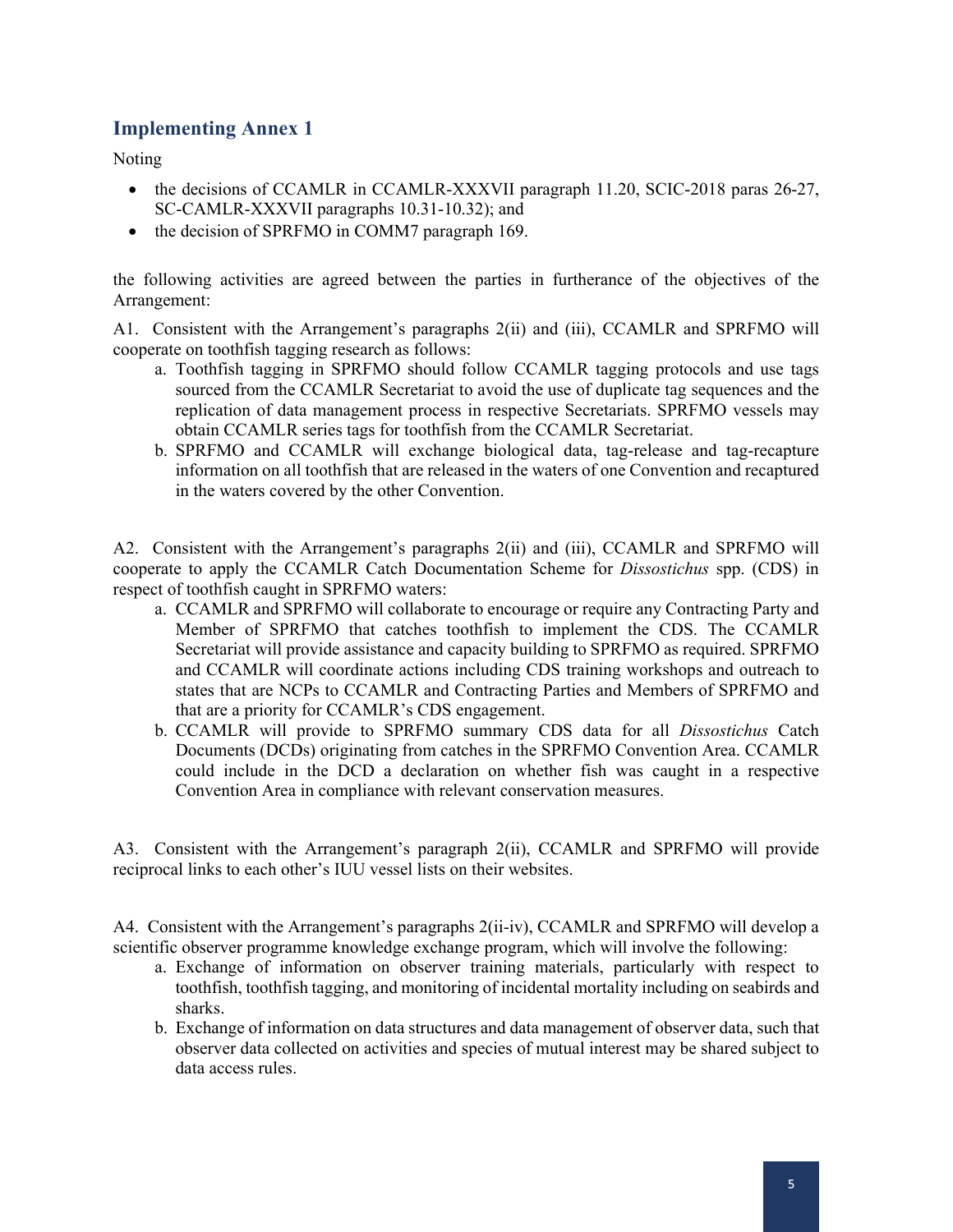## Implementing Annex 1

Noting

- the decisions of CCAMLR in CCAMLR-XXXVII paragraph 11.20, SCIC-2018 paras 26-27, SC-CAMLR-XXXVII paragraphs 10.31-10.32); and
- the decision of SPRFMO in COMM7 paragraph 169.

the following activities are agreed between the parties in furtherance of the objectives of the Arrangement:

A1. Consistent with the Arrangement's paragraphs 2(ii) and (iii), CCAMLR and SPRFMO will cooperate on toothfish tagging research as follows:

a. Toothfish tagging in SPRFMO should follow CCAMLR tagging protocols and use tags sourced from the CCAMLR Secretariat to avoid the use of duplicate tag sequences and the replication of data management process in respective Secretariats. SPRFMO vessels may obtain CCAMLR series tags for toothfish from the CCAMLR Secretariat.
b. SPRFMO and CCAMLR will exchange biological data, tag-release and tag-recapture information on all toothfish that are released in the waters of one Convention and recaptured in the waters covered by the other Convention.

A2. Consistent with the Arrangement's paragraphs 2(ii) and (iii), CCAMLR and SPRFMO will cooperate to apply the CCAMLR Catch Documentation Scheme for *Dissostichus* spp. (CDS) in respect of toothfish caught in SPRFMO waters:

a. CCAMLR and SPRFMO will collaborate to encourage or require any Contracting Party and Member of SPRFMO that catches toothfish to implement the CDS. The CCAMLR Secretariat will provide assistance and capacity building to SPRFMO as required. SPRFMO and CCAMLR will coordinate actions including CDS training workshops and outreach to states that are NCPs to CCAMLR and Contracting Parties and Members of SPRFMO and that are a priority for CCAMLR's CDS engagement.
b. CCAMLR will provide to SPRFMO summary CDS data for all *Dissostichus* Catch Documents (DCDs) originating from catches in the SPRFMO Convention Area. CCAMLR could include in the DCD a declaration on whether fish was caught in a respective Convention Area in compliance with relevant conservation measures.

A3. Consistent with the Arrangement's paragraph 2(ii), CCAMLR and SPRFMO will provide reciprocal links to each other's IUU vessel lists on their websites.

A4. Consistent with the Arrangement's paragraphs 2(ii-iv), CCAMLR and SPRFMO will develop a scientific observer programme knowledge exchange program, which will involve the following:

a. Exchange of information on observer training materials, particularly with respect to toothfish, toothfish tagging, and monitoring of incidental mortality including on seabirds and sharks.
b. Exchange of information on data structures and data management of observer data, such that observer data collected on activities and species of mutual interest may be shared subject to data access rules.